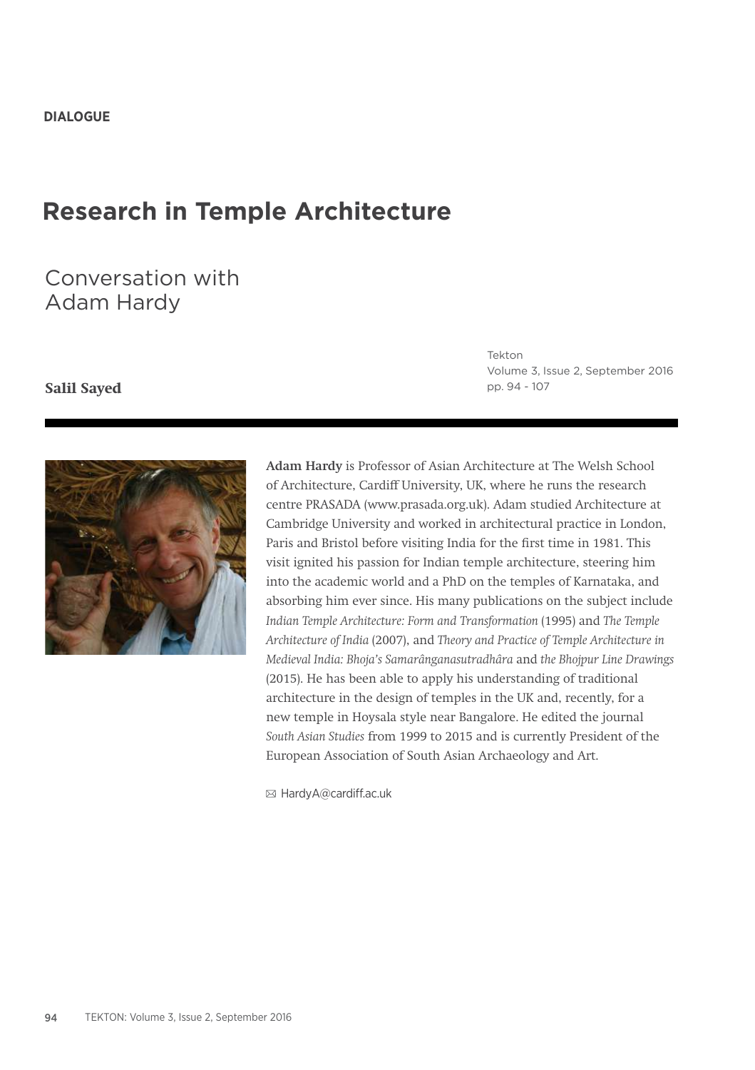**DIALOGUE**

# Research in Temple Architecture

## Conversation with Adam Hardy

**Salil Sayed**

Tekton
Volume 3, Issue 2, September 2016
pp. 94 - 107

**Adam Hardy** is Professor of Asian Architecture at The Welsh School of Architecture, Cardiff University, UK, where he runs the research centre PRASADA (www.prasada.org.uk). Adam studied Architecture at Cambridge University and worked in architectural practice in London, Paris and Bristol before visiting India for the first time in 1981. This visit ignited his passion for Indian temple architecture, steering him into the academic world and a PhD on the temples of Karnataka, and absorbing him ever since. His many publications on the subject include *Indian Temple Architecture: Form and Transformation* (1995) and *The Temple Architecture of India* (2007), and *Theory and Practice of Temple Architecture in Medieval India: Bhoja's Samarânganasutradhâra* and *the Bhojpur Line Drawings* (2015). He has been able to apply his understanding of traditional architecture in the design of temples in the UK and, recently, for a new temple in Hoysala style near Bangalore. He edited the journal *South Asian Studies* from 1999 to 2015 and is currently President of the European Association of South Asian Archaeology and Art.

✉ HardyA@cardiff.ac.uk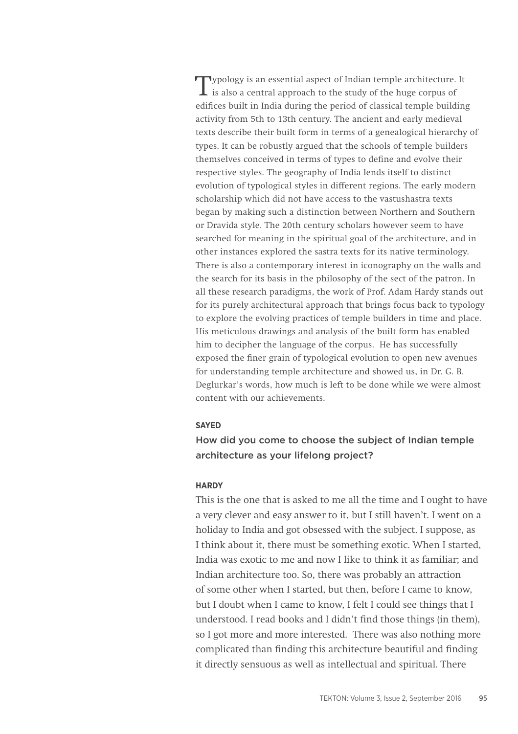Typology is an essential aspect of Indian temple architecture. It is also a central approach to the study of the huge corpus of edifices built in India during the period of classical temple building activity from 5th to 13th century. The ancient and early medieval texts describe their built form in terms of a genealogical hierarchy of types. It can be robustly argued that the schools of temple builders themselves conceived in terms of types to define and evolve their respective styles. The geography of India lends itself to distinct evolution of typological styles in different regions. The early modern scholarship which did not have access to the vastushastra texts began by making such a distinction between Northern and Southern or Dravida style. The 20th century scholars however seem to have searched for meaning in the spiritual goal of the architecture, and in other instances explored the sastra texts for its native terminology. There is also a contemporary interest in iconography on the walls and the search for its basis in the philosophy of the sect of the patron. In all these research paradigms, the work of Prof. Adam Hardy stands out for its purely architectural approach that brings focus back to typology to explore the evolving practices of temple builders in time and place. His meticulous drawings and analysis of the built form has enabled him to decipher the language of the corpus. He has successfully exposed the finer grain of typological evolution to open new avenues for understanding temple architecture and showed us, in Dr. G. B. Deglurkar's words, how much is left to be done while we were almost content with our achievements.

**SAYED**

How did you come to choose the subject of Indian temple architecture as your lifelong project?

**HARDY**

This is the one that is asked to me all the time and I ought to have a very clever and easy answer to it, but I still haven't. I went on a holiday to India and got obsessed with the subject. I suppose, as I think about it, there must be something exotic. When I started, India was exotic to me and now I like to think it as familiar; and Indian architecture too. So, there was probably an attraction of some other when I started, but then, before I came to know, but I doubt when I came to know, I felt I could see things that I understood. I read books and I didn't find those things (in them), so I got more and more interested. There was also nothing more complicated than finding this architecture beautiful and finding it directly sensuous as well as intellectual and spiritual. There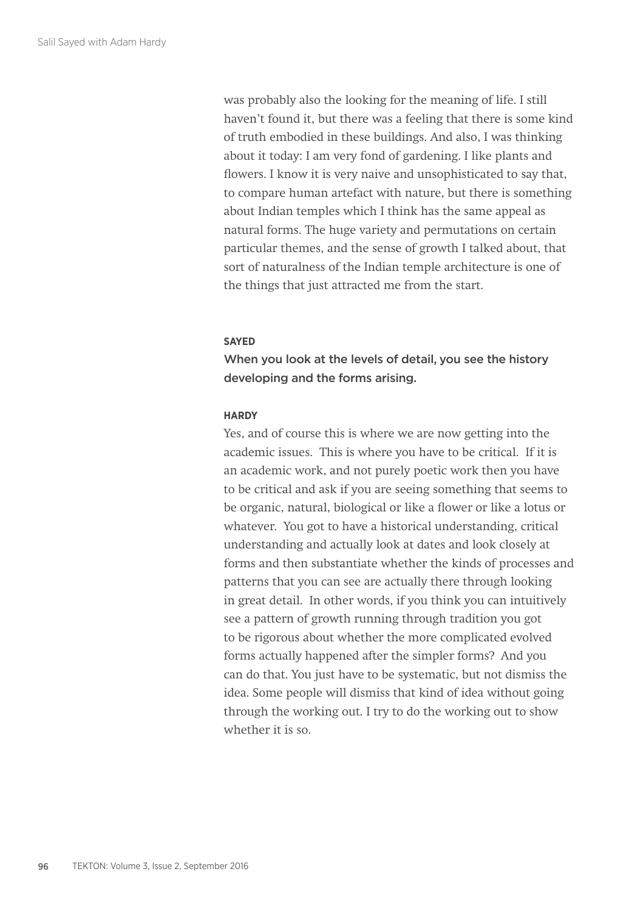was probably also the looking for the meaning of life. I still haven't found it, but there was a feeling that there is some kind of truth embodied in these buildings. And also, I was thinking about it today: I am very fond of gardening. I like plants and flowers. I know it is very naive and unsophisticated to say that, to compare human artefact with nature, but there is something about Indian temples which I think has the same appeal as natural forms. The huge variety and permutations on certain particular themes, and the sense of growth I talked about, that sort of naturalness of the Indian temple architecture is one of the things that just attracted me from the start.

**SAYED**

When you look at the levels of detail, you see the history developing and the forms arising.

**HARDY**

Yes, and of course this is where we are now getting into the academic issues. This is where you have to be critical. If it is an academic work, and not purely poetic work then you have to be critical and ask if you are seeing something that seems to be organic, natural, biological or like a flower or like a lotus or whatever. You got to have a historical understanding, critical understanding and actually look at dates and look closely at forms and then substantiate whether the kinds of processes and patterns that you can see are actually there through looking in great detail. In other words, if you think you can intuitively see a pattern of growth running through tradition you got to be rigorous about whether the more complicated evolved forms actually happened after the simpler forms? And you can do that. You just have to be systematic, but not dismiss the idea. Some people will dismiss that kind of idea without going through the working out. I try to do the working out to show whether it is so.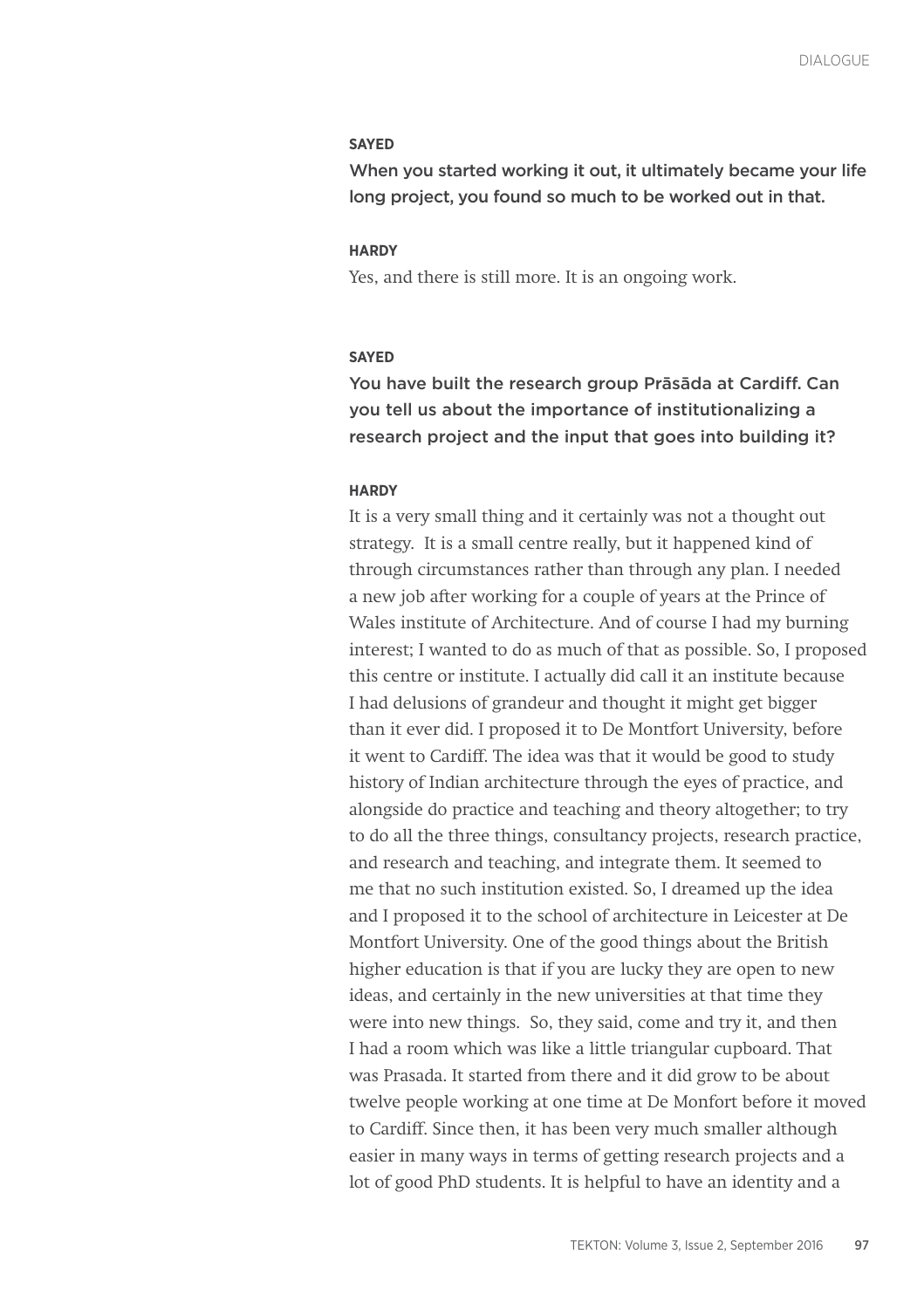**SAYED**

**When you started working it out, it ultimately became your life long project, you found so much to be worked out in that.**

**HARDY**

Yes, and there is still more. It is an ongoing work.

**SAYED**

**You have built the research group Prāsāda at Cardiff. Can you tell us about the importance of institutionalizing a research project and the input that goes into building it?**

**HARDY**

It is a very small thing and it certainly was not a thought out strategy. It is a small centre really, but it happened kind of through circumstances rather than through any plan. I needed a new job after working for a couple of years at the Prince of Wales institute of Architecture. And of course I had my burning interest; I wanted to do as much of that as possible. So, I proposed this centre or institute. I actually did call it an institute because I had delusions of grandeur and thought it might get bigger than it ever did. I proposed it to De Montfort University, before it went to Cardiff. The idea was that it would be good to study history of Indian architecture through the eyes of practice, and alongside do practice and teaching and theory altogether; to try to do all the three things, consultancy projects, research practice, and research and teaching, and integrate them. It seemed to me that no such institution existed. So, I dreamed up the idea and I proposed it to the school of architecture in Leicester at De Montfort University. One of the good things about the British higher education is that if you are lucky they are open to new ideas, and certainly in the new universities at that time they were into new things. So, they said, come and try it, and then I had a room which was like a little triangular cupboard. That was Prasada. It started from there and it did grow to be about twelve people working at one time at De Monfort before it moved to Cardiff. Since then, it has been very much smaller although easier in many ways in terms of getting research projects and a lot of good PhD students. It is helpful to have an identity and a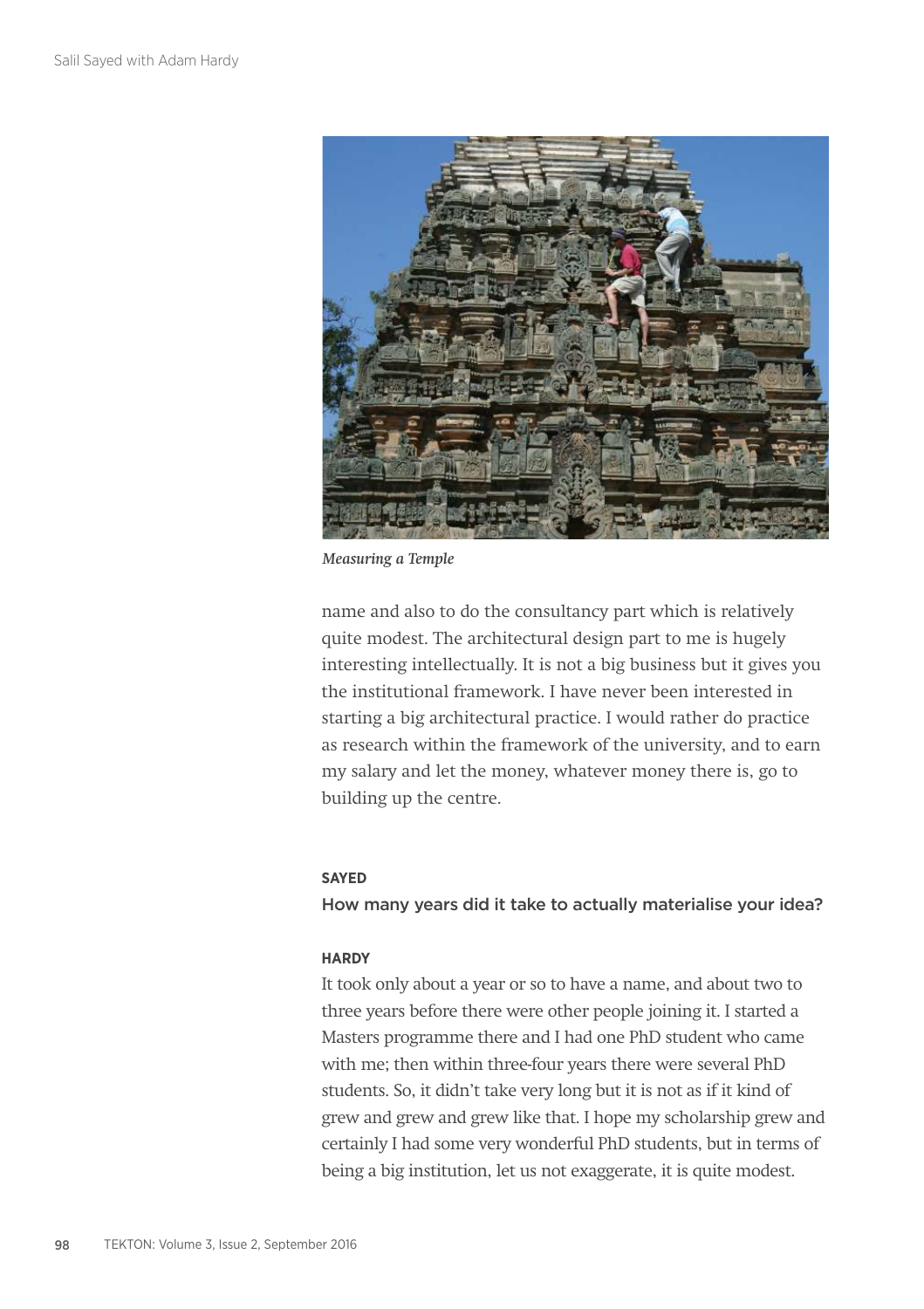*Measuring a Temple*

name and also to do the consultancy part which is relatively quite modest. The architectural design part to me is hugely interesting intellectually. It is not a big business but it gives you the institutional framework. I have never been interested in starting a big architectural practice. I would rather do practice as research within the framework of the university, and to earn my salary and let the money, whatever money there is, go to building up the centre.

**SAYED**

How many years did it take to actually materialise your idea?

**HARDY**

It took only about a year or so to have a name, and about two to three years before there were other people joining it. I started a Masters programme there and I had one PhD student who came with me; then within three-four years there were several PhD students. So, it didn't take very long but it is not as if it kind of grew and grew and grew like that. I hope my scholarship grew and certainly I had some very wonderful PhD students, but in terms of being a big institution, let us not exaggerate, it is quite modest.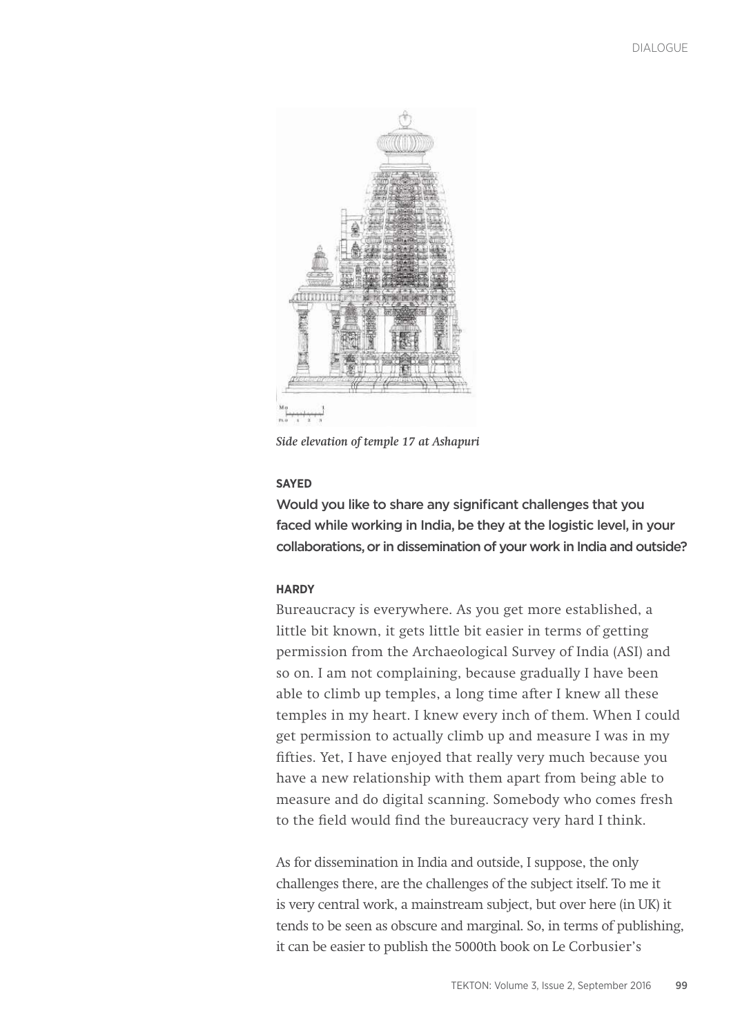*Side elevation of temple 17 at Ashapuri*

**SAYED**

Would you like to share any significant challenges that you faced while working in India, be they at the logistic level, in your collaborations, or in dissemination of your work in India and outside?

**HARDY**

Bureaucracy is everywhere. As you get more established, a little bit known, it gets little bit easier in terms of getting permission from the Archaeological Survey of India (ASI) and so on. I am not complaining, because gradually I have been able to climb up temples, a long time after I knew all these temples in my heart. I knew every inch of them. When I could get permission to actually climb up and measure I was in my fifties. Yet, I have enjoyed that really very much because you have a new relationship with them apart from being able to measure and do digital scanning. Somebody who comes fresh to the field would find the bureaucracy very hard I think.

As for dissemination in India and outside, I suppose, the only challenges there, are the challenges of the subject itself. To me it is very central work, a mainstream subject, but over here (in UK) it tends to be seen as obscure and marginal. So, in terms of publishing, it can be easier to publish the 5000th book on Le Corbusier's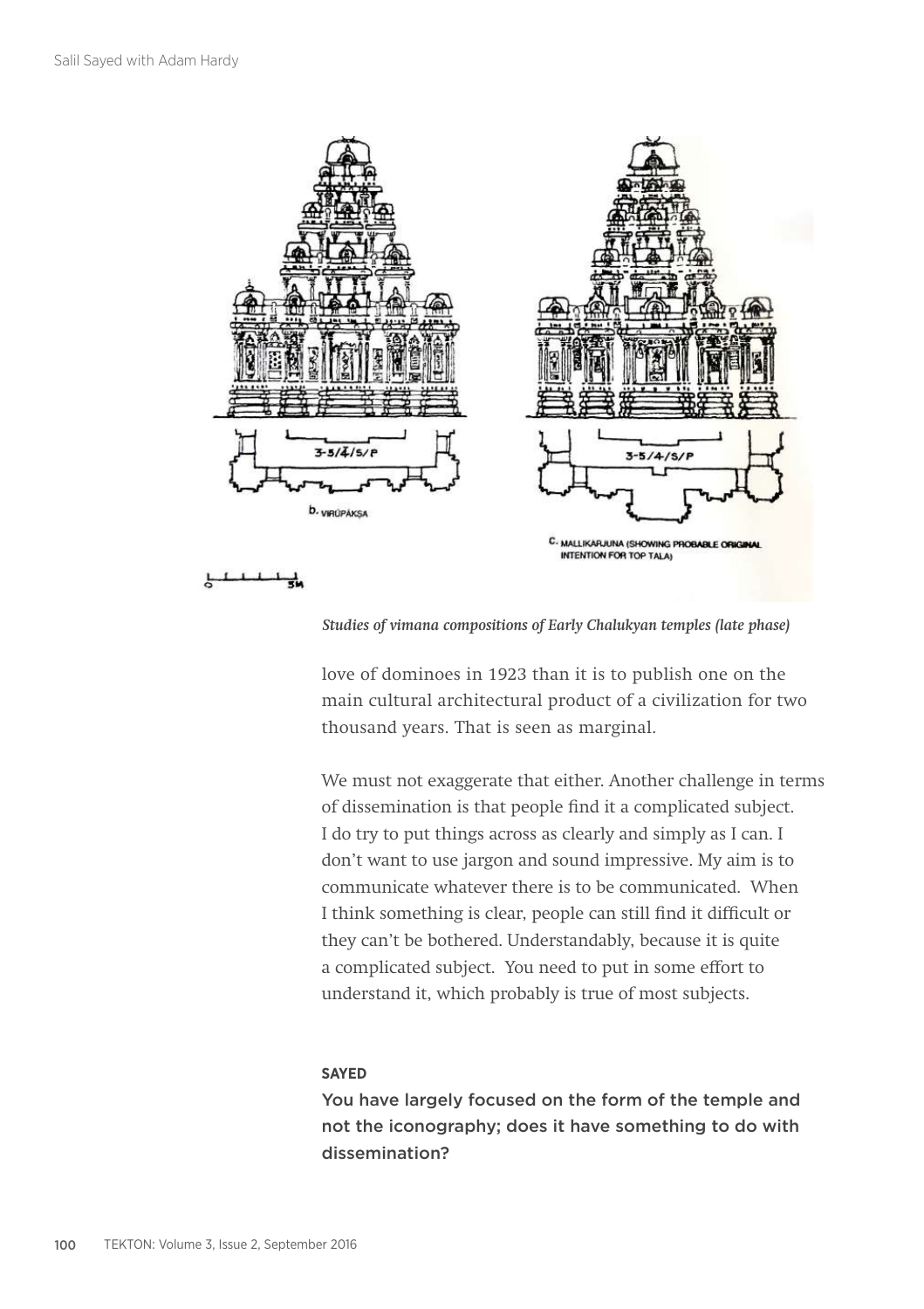*Studies of vimana compositions of Early Chalukyan temples (late phase)*

love of dominoes in 1923 than it is to publish one on the main cultural architectural product of a civilization for two thousand years. That is seen as marginal.

We must not exaggerate that either. Another challenge in terms of dissemination is that people find it a complicated subject. I do try to put things across as clearly and simply as I can. I don't want to use jargon and sound impressive. My aim is to communicate whatever there is to be communicated. When I think something is clear, people can still find it difficult or they can't be bothered. Understandably, because it is quite a complicated subject. You need to put in some effort to understand it, which probably is true of most subjects.

**SAYED**

You have largely focused on the form of the temple and not the iconography; does it have something to do with dissemination?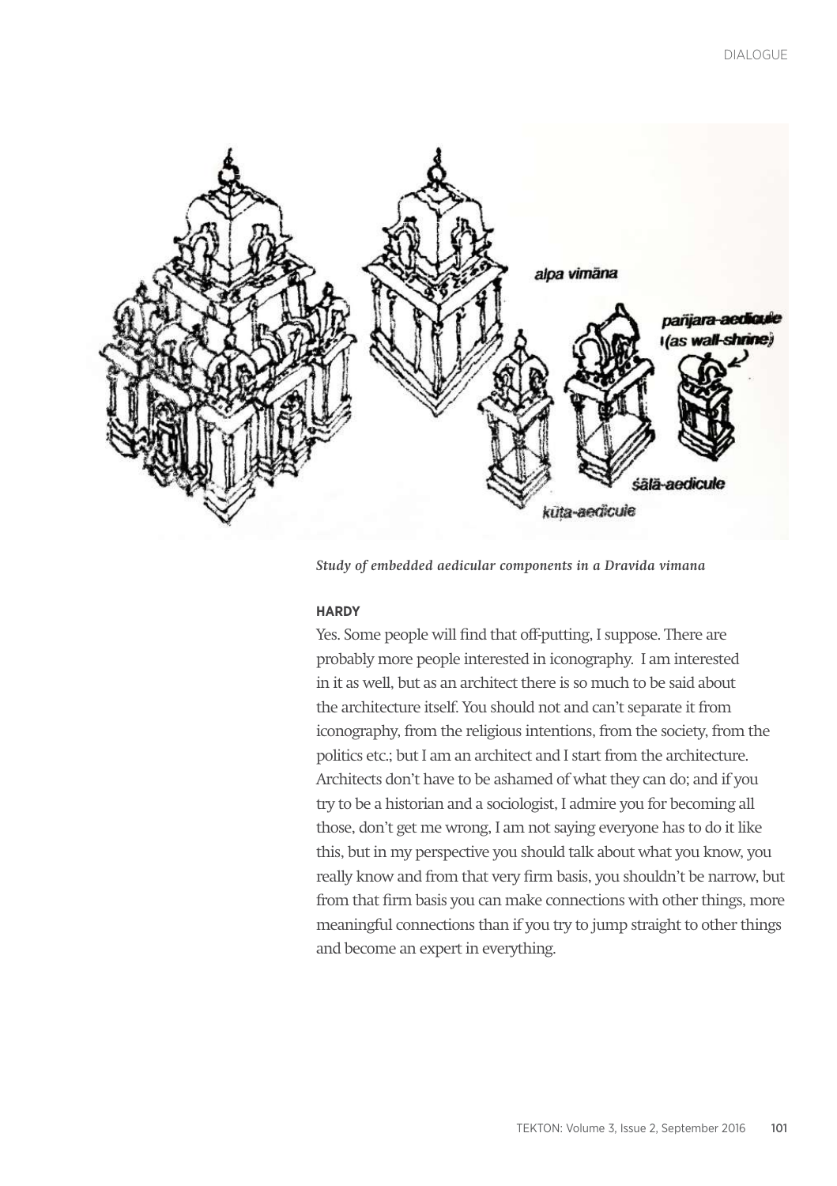*Study of embedded aedicular components in a Dravida vimana*

**HARDY**

Yes. Some people will find that off-putting, I suppose. There are probably more people interested in iconography. I am interested in it as well, but as an architect there is so much to be said about the architecture itself. You should not and can't separate it from iconography, from the religious intentions, from the society, from the politics etc.; but I am an architect and I start from the architecture. Architects don't have to be ashamed of what they can do; and if you try to be a historian and a sociologist, I admire you for becoming all those, don't get me wrong, I am not saying everyone has to do it like this, but in my perspective you should talk about what you know, you really know and from that very firm basis, you shouldn't be narrow, but from that firm basis you can make connections with other things, more meaningful connections than if you try to jump straight to other things and become an expert in everything.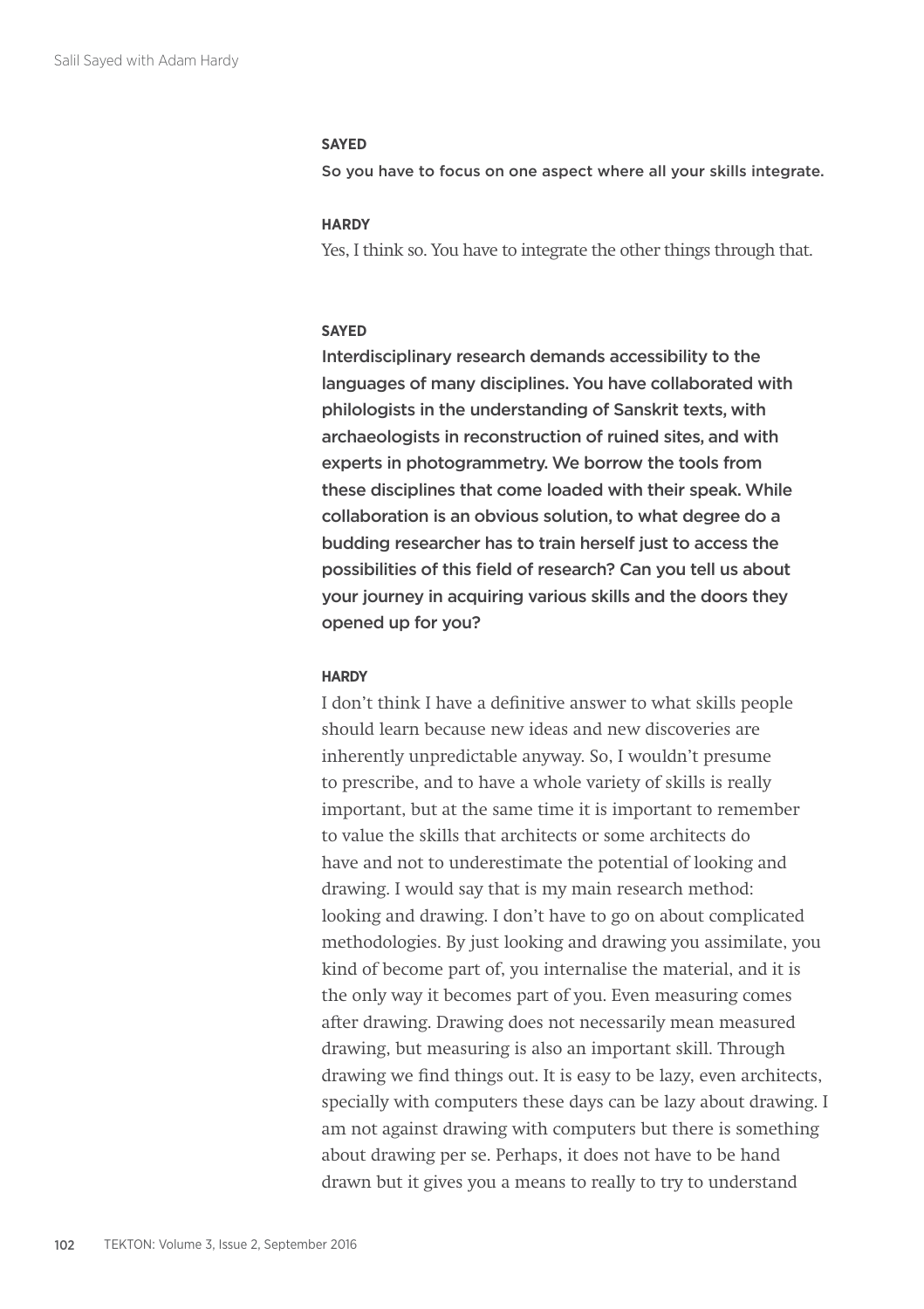**SAYED**

**So you have to focus on one aspect where all your skills integrate.**

**HARDY**

Yes, I think so. You have to integrate the other things through that.

**SAYED**

**Interdisciplinary research demands accessibility to the languages of many disciplines. You have collaborated with philologists in the understanding of Sanskrit texts, with archaeologists in reconstruction of ruined sites, and with experts in photogrammetry. We borrow the tools from these disciplines that come loaded with their speak. While collaboration is an obvious solution, to what degree do a budding researcher has to train herself just to access the possibilities of this field of research? Can you tell us about your journey in acquiring various skills and the doors they opened up for you?**

**HARDY**

I don't think I have a definitive answer to what skills people should learn because new ideas and new discoveries are inherently unpredictable anyway. So, I wouldn't presume to prescribe, and to have a whole variety of skills is really important, but at the same time it is important to remember to value the skills that architects or some architects do have and not to underestimate the potential of looking and drawing. I would say that is my main research method: looking and drawing. I don't have to go on about complicated methodologies. By just looking and drawing you assimilate, you kind of become part of, you internalise the material, and it is the only way it becomes part of you. Even measuring comes after drawing. Drawing does not necessarily mean measured drawing, but measuring is also an important skill. Through drawing we find things out. It is easy to be lazy, even architects, specially with computers these days can be lazy about drawing. I am not against drawing with computers but there is something about drawing per se. Perhaps, it does not have to be hand drawn but it gives you a means to really to try to understand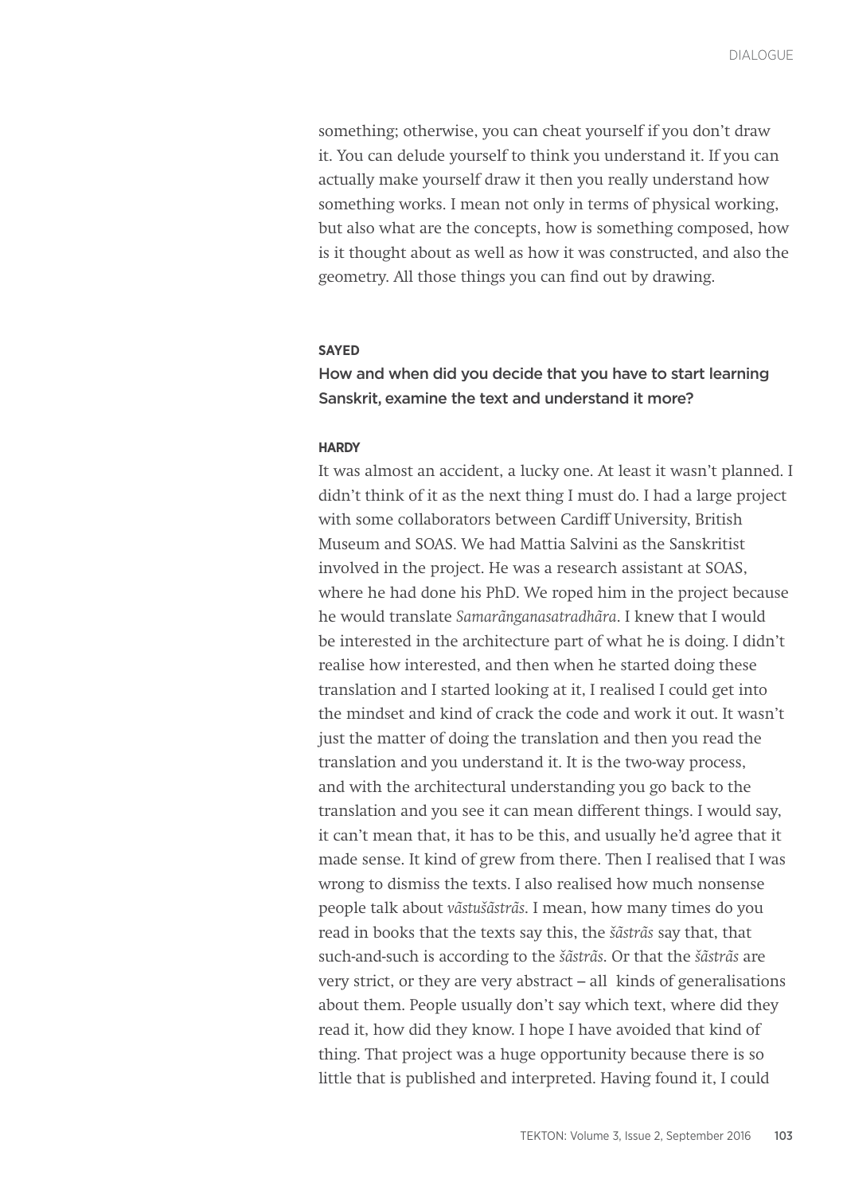something; otherwise, you can cheat yourself if you don't draw it. You can delude yourself to think you understand it. If you can actually make yourself draw it then you really understand how something works. I mean not only in terms of physical working, but also what are the concepts, how is something composed, how is it thought about as well as how it was constructed, and also the geometry. All those things you can find out by drawing.

**SAYED**

How and when did you decide that you have to start learning Sanskrit, examine the text and understand it more?

**HARDY**

It was almost an accident, a lucky one. At least it wasn't planned. I didn't think of it as the next thing I must do. I had a large project with some collaborators between Cardiff University, British Museum and SOAS. We had Mattia Salvini as the Sanskritist involved in the project. He was a research assistant at SOAS, where he had done his PhD. We roped him in the project because he would translate *Samarãnganasatradhãra*. I knew that I would be interested in the architecture part of what he is doing. I didn't realise how interested, and then when he started doing these translation and I started looking at it, I realised I could get into the mindset and kind of crack the code and work it out. It wasn't just the matter of doing the translation and then you read the translation and you understand it. It is the two-way process, and with the architectural understanding you go back to the translation and you see it can mean different things. I would say, it can't mean that, it has to be this, and usually he'd agree that it made sense. It kind of grew from there. Then I realised that I was wrong to dismiss the texts. I also realised how much nonsense people talk about *vãstušãstrãs*. I mean, how many times do you read in books that the texts say this, the *šãstrãs* say that, that such-and-such is according to the *šãstrãs*. Or that the *šãstrãs* are very strict, or they are very abstract – all kinds of generalisations about them. People usually don't say which text, where did they read it, how did they know. I hope I have avoided that kind of thing. That project was a huge opportunity because there is so little that is published and interpreted. Having found it, I could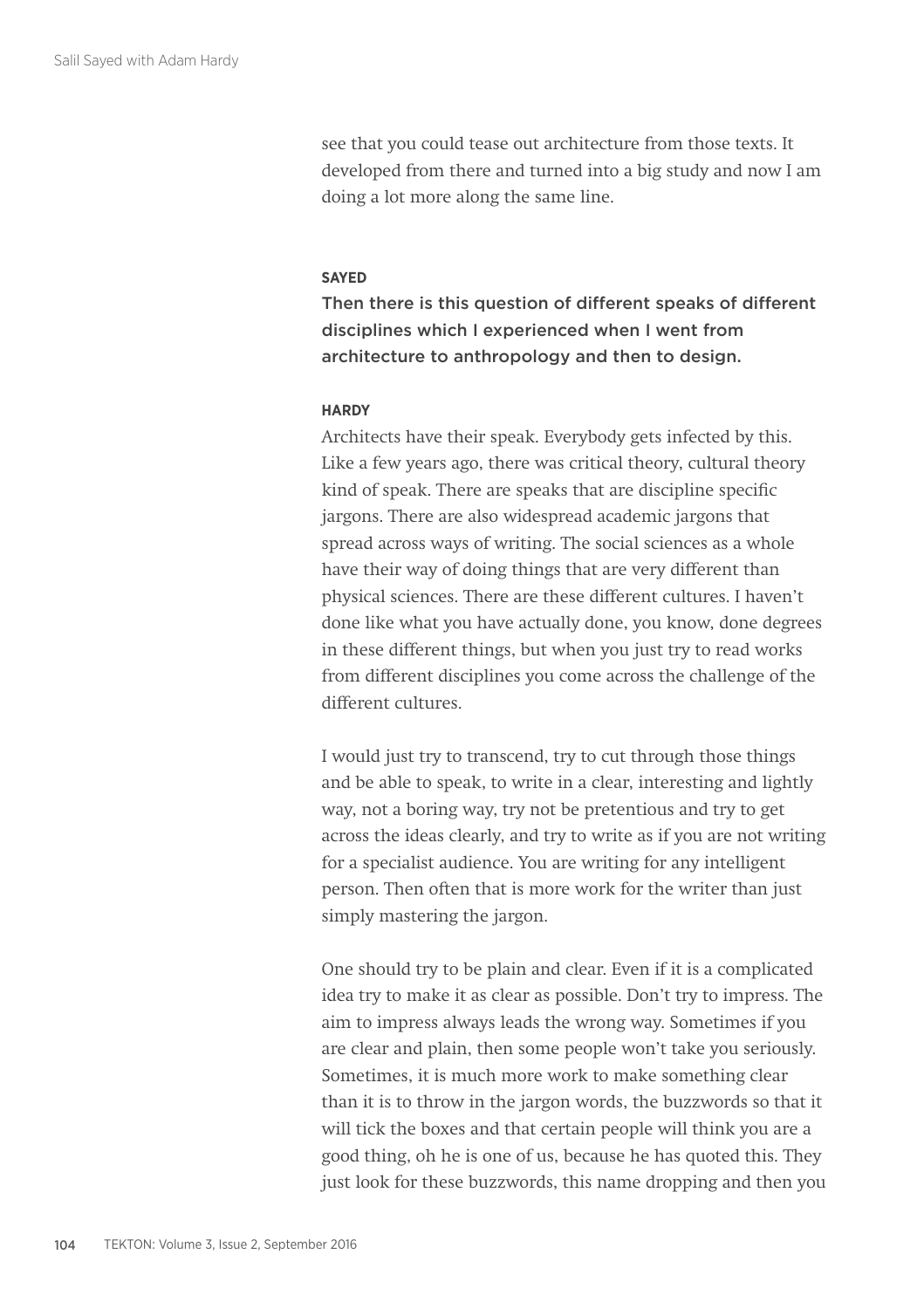see that you could tease out architecture from those texts. It developed from there and turned into a big study and now I am doing a lot more along the same line.

**SAYED**

Then there is this question of different speaks of different disciplines which I experienced when I went from architecture to anthropology and then to design.

**HARDY**

Architects have their speak. Everybody gets infected by this. Like a few years ago, there was critical theory, cultural theory kind of speak. There are speaks that are discipline specific jargons. There are also widespread academic jargons that spread across ways of writing. The social sciences as a whole have their way of doing things that are very different than physical sciences. There are these different cultures. I haven't done like what you have actually done, you know, done degrees in these different things, but when you just try to read works from different disciplines you come across the challenge of the different cultures.

I would just try to transcend, try to cut through those things and be able to speak, to write in a clear, interesting and lightly way, not a boring way, try not be pretentious and try to get across the ideas clearly, and try to write as if you are not writing for a specialist audience. You are writing for any intelligent person. Then often that is more work for the writer than just simply mastering the jargon.

One should try to be plain and clear. Even if it is a complicated idea try to make it as clear as possible. Don't try to impress. The aim to impress always leads the wrong way. Sometimes if you are clear and plain, then some people won't take you seriously. Sometimes, it is much more work to make something clear than it is to throw in the jargon words, the buzzwords so that it will tick the boxes and that certain people will think you are a good thing, oh he is one of us, because he has quoted this. They just look for these buzzwords, this name dropping and then you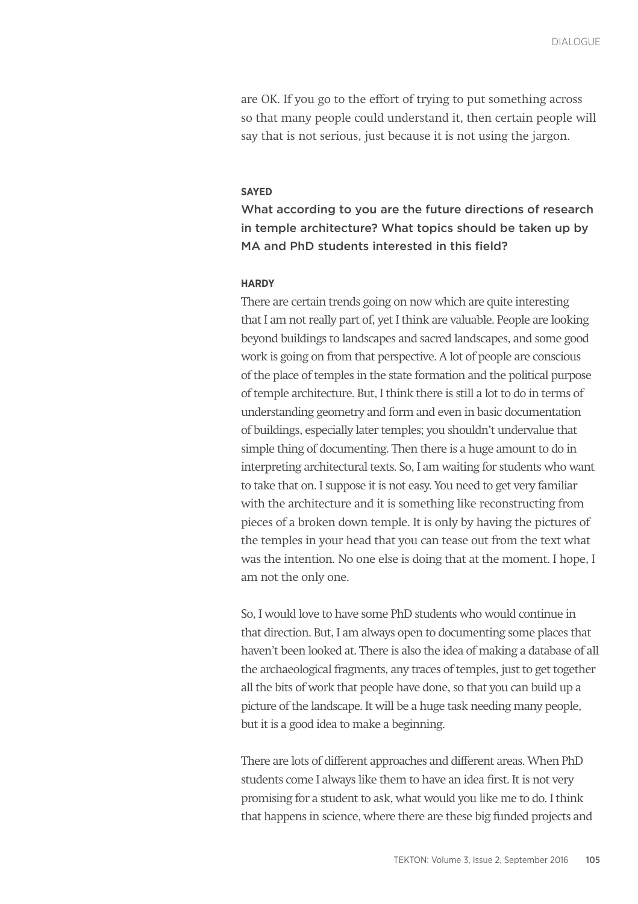are OK. If you go to the effort of trying to put something across so that many people could understand it, then certain people will say that is not serious, just because it is not using the jargon.

**SAYED**

What according to you are the future directions of research in temple architecture? What topics should be taken up by MA and PhD students interested in this field?

**HARDY**

There are certain trends going on now which are quite interesting that I am not really part of, yet I think are valuable. People are looking beyond buildings to landscapes and sacred landscapes, and some good work is going on from that perspective. A lot of people are conscious of the place of temples in the state formation and the political purpose of temple architecture. But, I think there is still a lot to do in terms of understanding geometry and form and even in basic documentation of buildings, especially later temples; you shouldn't undervalue that simple thing of documenting. Then there is a huge amount to do in interpreting architectural texts. So, I am waiting for students who want to take that on. I suppose it is not easy. You need to get very familiar with the architecture and it is something like reconstructing from pieces of a broken down temple. It is only by having the pictures of the temples in your head that you can tease out from the text what was the intention. No one else is doing that at the moment. I hope, I am not the only one.

So, I would love to have some PhD students who would continue in that direction. But, I am always open to documenting some places that haven't been looked at. There is also the idea of making a database of all the archaeological fragments, any traces of temples, just to get together all the bits of work that people have done, so that you can build up a picture of the landscape. It will be a huge task needing many people, but it is a good idea to make a beginning.

There are lots of different approaches and different areas. When PhD students come I always like them to have an idea first. It is not very promising for a student to ask, what would you like me to do. I think that happens in science, where there are these big funded projects and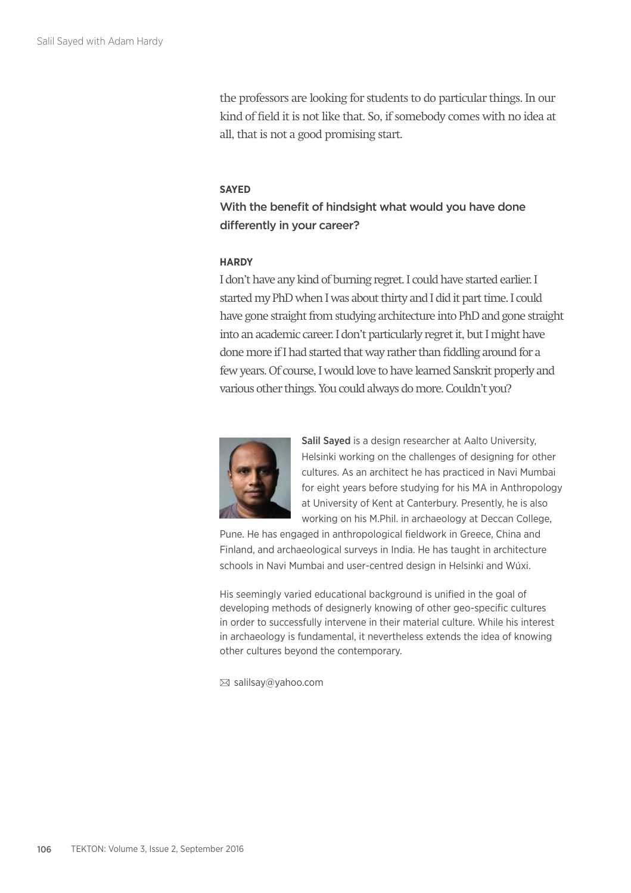the professors are looking for students to do particular things. In our kind of field it is not like that. So, if somebody comes with no idea at all, that is not a good promising start.

**SAYED**

With the benefit of hindsight what would you have done differently in your career?

**HARDY**

I don't have any kind of burning regret. I could have started earlier. I started my PhD when I was about thirty and I did it part time. I could have gone straight from studying architecture into PhD and gone straight into an academic career. I don't particularly regret it, but I might have done more if I had started that way rather than fiddling around for a few years. Of course, I would love to have learned Sanskrit properly and various other things. You could always do more. Couldn't you?

**Salil Sayed** is a design researcher at Aalto University, Helsinki working on the challenges of designing for other cultures. As an architect he has practiced in Navi Mumbai for eight years before studying for his MA in Anthropology at University of Kent at Canterbury. Presently, he is also working on his M.Phil. in archaeology at Deccan College, Pune. He has engaged in anthropological fieldwork in Greece, China and Finland, and archaeological surveys in India. He has taught in architecture schools in Navi Mumbai and user-centred design in Helsinki and Wúxi.

His seemingly varied educational background is unified in the goal of developing methods of designerly knowing of other geo-specific cultures in order to successfully intervene in their material culture. While his interest in archaeology is fundamental, it nevertheless extends the idea of knowing other cultures beyond the contemporary.

✉ salilsay@yahoo.com